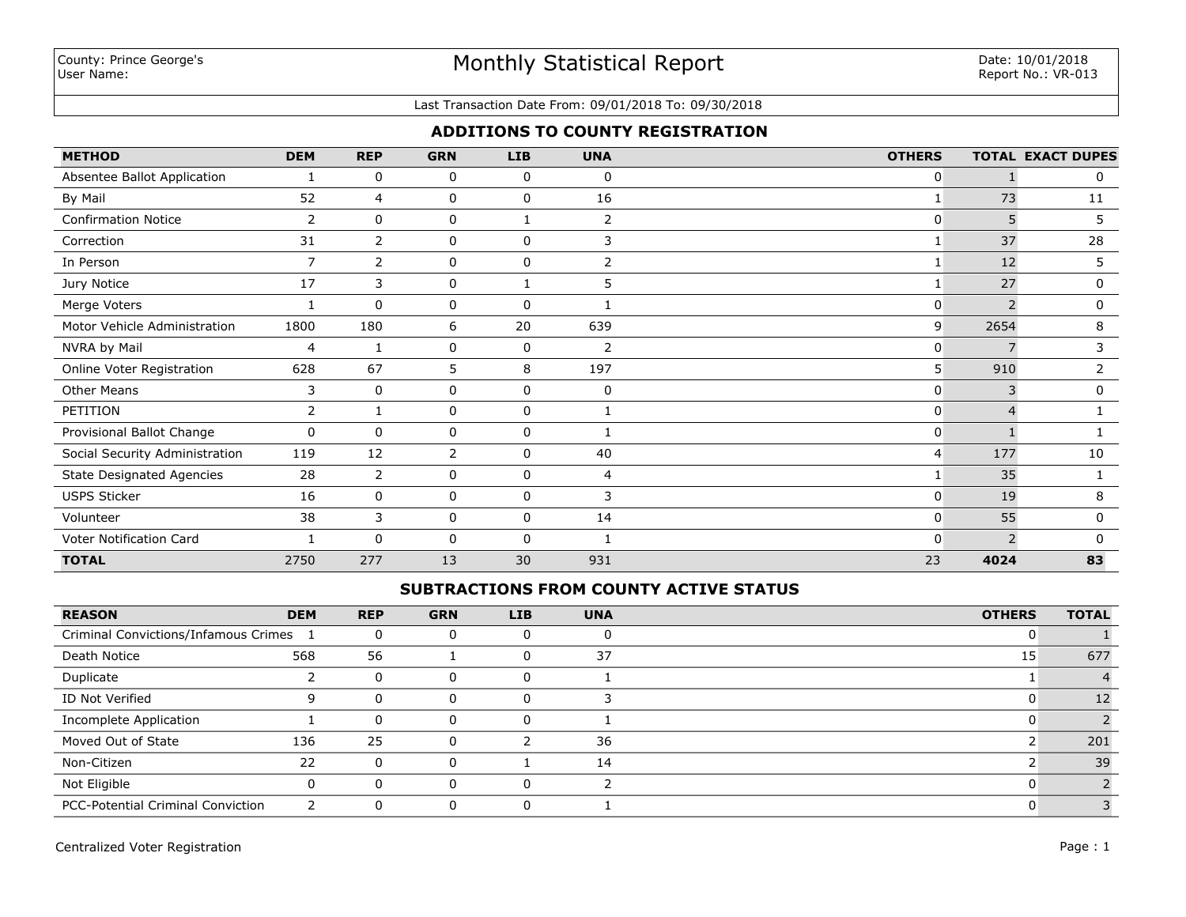County: Prince George's
User Name:

# Monthly Statistical Report

Date: 10/01/2018
Report No.: VR-013

Last Transaction Date From: 09/01/2018 To: 09/30/2018

## ADDITIONS TO COUNTY REGISTRATION

| METHOD | DEM | REP | GRN | LIB | UNA | OTHERS | TOTAL | EXACT DUPES |
|---|---|---|---|---|---|---|---|---|
| Absentee Ballot Application | 1 | 0 | 0 | 0 | 0 | 0 | 1 | 0 |
| By Mail | 52 | 4 | 0 | 0 | 16 | 1 | 73 | 11 |
| Confirmation Notice | 2 | 0 | 0 | 1 | 2 | 0 | 5 | 5 |
| Correction | 31 | 2 | 0 | 0 | 3 | 1 | 37 | 28 |
| In Person | 7 | 2 | 0 | 0 | 2 | 1 | 12 | 5 |
| Jury Notice | 17 | 3 | 0 | 1 | 5 | 1 | 27 | 0 |
| Merge Voters | 1 | 0 | 0 | 0 | 1 | 0 | 2 | 0 |
| Motor Vehicle Administration | 1800 | 180 | 6 | 20 | 639 | 9 | 2654 | 8 |
| NVRA by Mail | 4 | 1 | 0 | 0 | 2 | 0 | 7 | 3 |
| Online Voter Registration | 628 | 67 | 5 | 8 | 197 | 5 | 910 | 2 |
| Other Means | 3 | 0 | 0 | 0 | 0 | 0 | 3 | 0 |
| PETITION | 2 | 1 | 0 | 0 | 1 | 0 | 4 | 1 |
| Provisional Ballot Change | 0 | 0 | 0 | 0 | 1 | 0 | 1 | 1 |
| Social Security Administration | 119 | 12 | 2 | 0 | 40 | 4 | 177 | 10 |
| State Designated Agencies | 28 | 2 | 0 | 0 | 4 | 1 | 35 | 1 |
| USPS Sticker | 16 | 0 | 0 | 0 | 3 | 0 | 19 | 8 |
| Volunteer | 38 | 3 | 0 | 0 | 14 | 0 | 55 | 0 |
| Voter Notification Card | 1 | 0 | 0 | 0 | 1 | 0 | 2 | 0 |
| **TOTAL** | 2750 | 277 | 13 | 30 | 931 | 23 | **4024** | **83** |

## SUBTRACTIONS FROM COUNTY ACTIVE STATUS

| REASON | DEM | REP | GRN | LIB | UNA | OTHERS | TOTAL |
|---|---|---|---|---|---|---|---|
| Criminal Convictions/Infamous Crimes | 1 | 0 | 0 | 0 | 0 | 0 | 1 |
| Death Notice | 568 | 56 | 1 | 0 | 37 | 15 | 677 |
| Duplicate | 2 | 0 | 0 | 0 | 1 | 1 | 4 |
| ID Not Verified | 9 | 0 | 0 | 0 | 3 | 0 | 12 |
| Incomplete Application | 1 | 0 | 0 | 0 | 1 | 0 | 2 |
| Moved Out of State | 136 | 25 | 0 | 2 | 36 | 2 | 201 |
| Non-Citizen | 22 | 0 | 0 | 1 | 14 | 2 | 39 |
| Not Eligible | 0 | 0 | 0 | 0 | 2 | 0 | 2 |
| PCC-Potential Criminal Conviction | 2 | 0 | 0 | 0 | 1 | 0 | 3 |

Centralized Voter Registration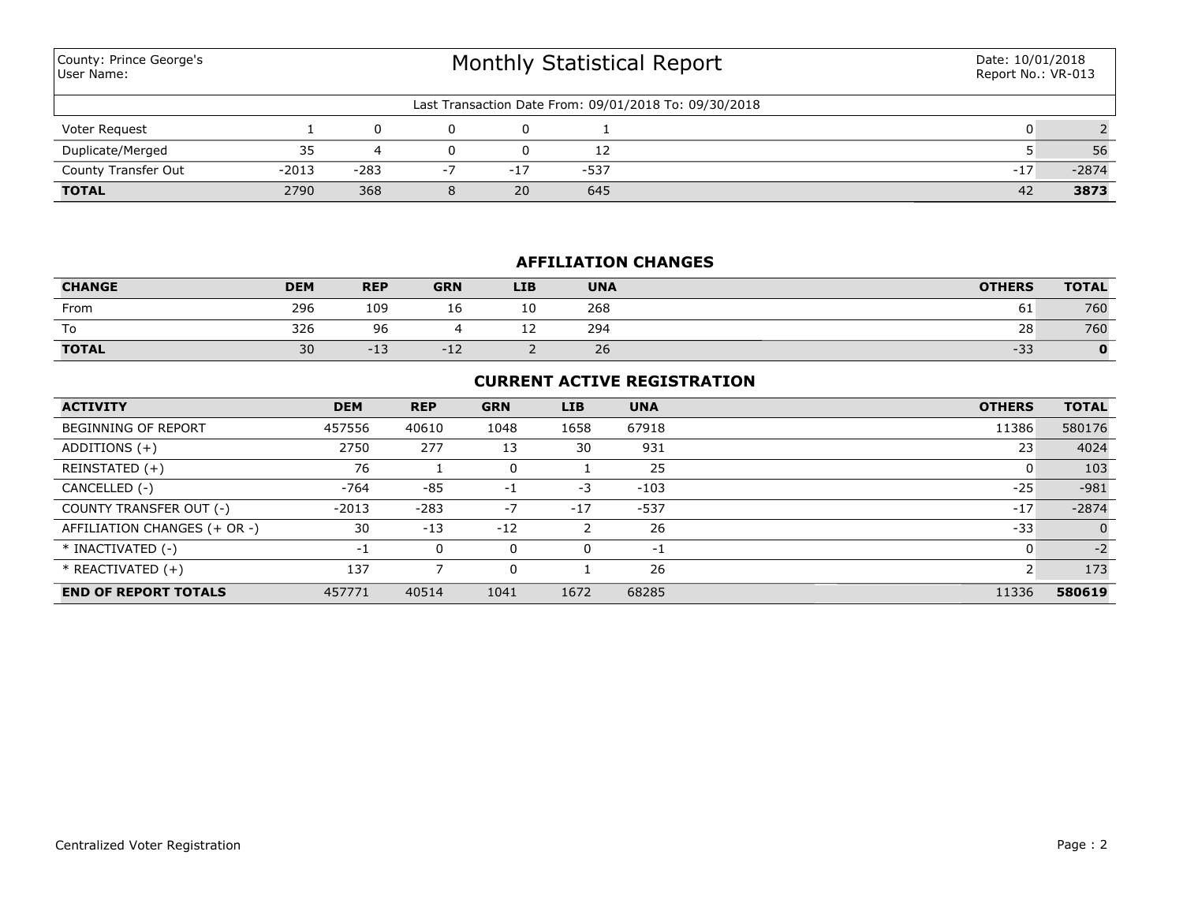County: Prince George's
User Name:

# Monthly Statistical Report

Date: 10/01/2018
Report No.: VR-013

Last Transaction Date From: 09/01/2018 To: 09/30/2018

| | | | | | | | |
|---|---|---|---|---|---|---|---|
| Voter Request | 1 | 0 | 0 | 0 | 1 | 0 | 2 |
| Duplicate/Merged | 35 | 4 | 0 | 0 | 12 | 5 | 56 |
| County Transfer Out | -2013 | -283 | -7 | -17 | -537 | -17 | -2874 |
| **TOTAL** | 2790 | 368 | 8 | 20 | 645 | 42 | **3873** |

## AFFILIATION CHANGES

| CHANGE | DEM | REP | GRN | LIB | UNA | OTHERS | TOTAL |
|---|---|---|---|---|---|---|---|
| From | 296 | 109 | 16 | 10 | 268 | 61 | 760 |
| To | 326 | 96 | 4 | 12 | 294 | 28 | 760 |
| **TOTAL** | 30 | -13 | -12 | 2 | 26 | -33 | **0** |

## CURRENT ACTIVE REGISTRATION

| ACTIVITY | DEM | REP | GRN | LIB | UNA | OTHERS | TOTAL |
|---|---|---|---|---|---|---|---|
| BEGINNING OF REPORT | 457556 | 40610 | 1048 | 1658 | 67918 | 11386 | 580176 |
| ADDITIONS (+) | 2750 | 277 | 13 | 30 | 931 | 23 | 4024 |
| REINSTATED (+) | 76 | 1 | 0 | 1 | 25 | 0 | 103 |
| CANCELLED (-) | -764 | -85 | -1 | -3 | -103 | -25 | -981 |
| COUNTY TRANSFER OUT (-) | -2013 | -283 | -7 | -17 | -537 | -17 | -2874 |
| AFFILIATION CHANGES (+ OR -) | 30 | -13 | -12 | 2 | 26 | -33 | 0 |
| * INACTIVATED (-) | -1 | 0 | 0 | 0 | -1 | 0 | -2 |
| * REACTIVATED (+) | 137 | 7 | 0 | 1 | 26 | 2 | 173 |
| **END OF REPORT TOTALS** | 457771 | 40514 | 1041 | 1672 | 68285 | 11336 | **580619** |

Centralized Voter Registration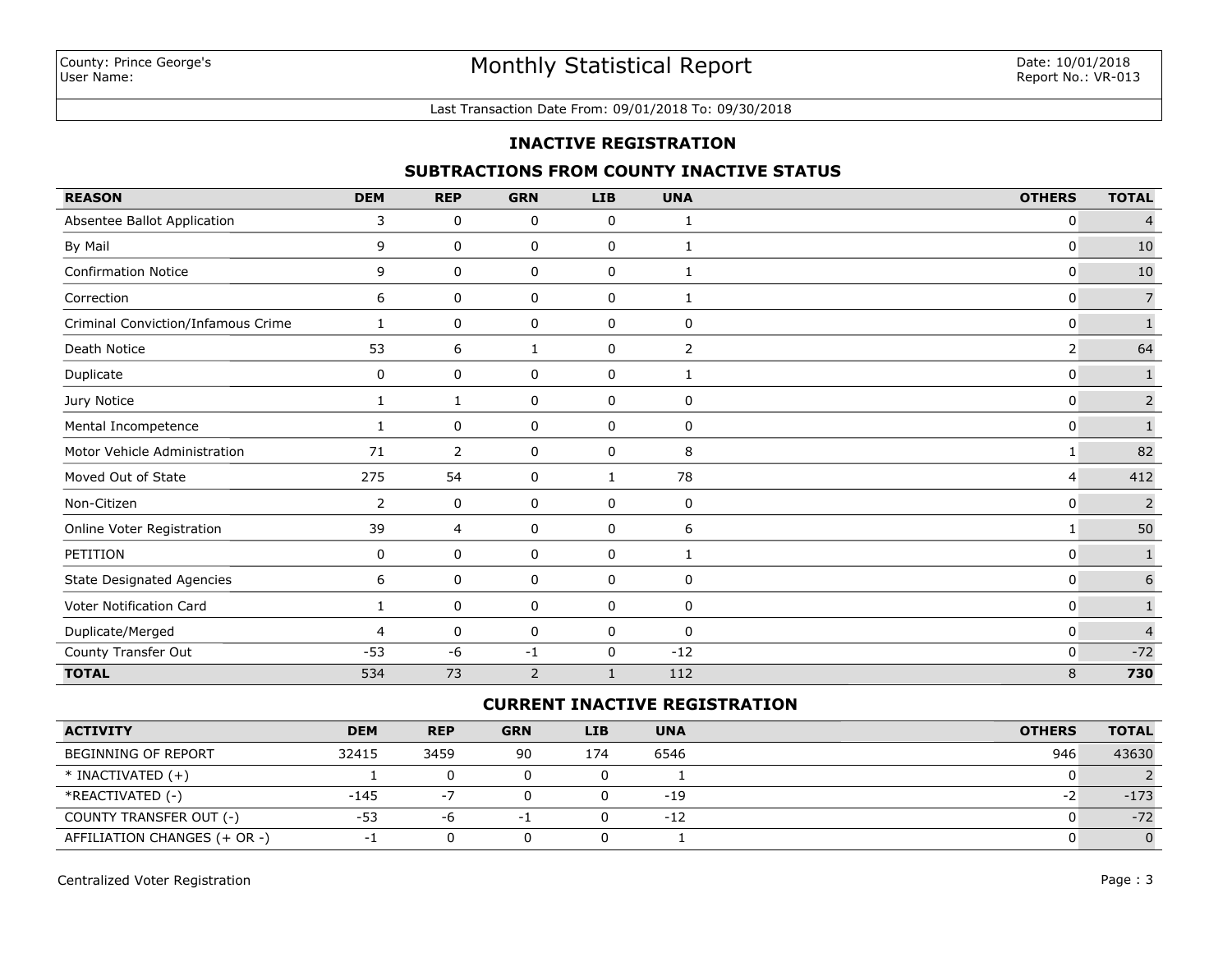County: Prince George's
User Name:

# Monthly Statistical Report

Date: 10/01/2018
Report No.: VR-013

Last Transaction Date From: 09/01/2018 To: 09/30/2018

## INACTIVE REGISTRATION

### SUBTRACTIONS FROM COUNTY INACTIVE STATUS

| REASON | DEM | REP | GRN | LIB | UNA | OTHERS | TOTAL |
|---|---|---|---|---|---|---|---|
| Absentee Ballot Application | 3 | 0 | 0 | 0 | 1 | 0 | 4 |
| By Mail | 9 | 0 | 0 | 0 | 1 | 0 | 10 |
| Confirmation Notice | 9 | 0 | 0 | 0 | 1 | 0 | 10 |
| Correction | 6 | 0 | 0 | 0 | 1 | 0 | 7 |
| Criminal Conviction/Infamous Crime | 1 | 0 | 0 | 0 | 0 | 0 | 1 |
| Death Notice | 53 | 6 | 1 | 0 | 2 | 2 | 64 |
| Duplicate | 0 | 0 | 0 | 0 | 1 | 0 | 1 |
| Jury Notice | 1 | 1 | 0 | 0 | 0 | 0 | 2 |
| Mental Incompetence | 1 | 0 | 0 | 0 | 0 | 0 | 1 |
| Motor Vehicle Administration | 71 | 2 | 0 | 0 | 8 | 1 | 82 |
| Moved Out of State | 275 | 54 | 0 | 1 | 78 | 4 | 412 |
| Non-Citizen | 2 | 0 | 0 | 0 | 0 | 0 | 2 |
| Online Voter Registration | 39 | 4 | 0 | 0 | 6 | 1 | 50 |
| PETITION | 0 | 0 | 0 | 0 | 1 | 0 | 1 |
| State Designated Agencies | 6 | 0 | 0 | 0 | 0 | 0 | 6 |
| Voter Notification Card | 1 | 0 | 0 | 0 | 0 | 0 | 1 |
| Duplicate/Merged | 4 | 0 | 0 | 0 | 0 | 0 | 4 |
| County Transfer Out | -53 | -6 | -1 | 0 | -12 | 0 | -72 |
| **TOTAL** | 534 | 73 | 2 | 1 | 112 | 8 | **730** |

### CURRENT INACTIVE REGISTRATION

| ACTIVITY | DEM | REP | GRN | LIB | UNA | OTHERS | TOTAL |
|---|---|---|---|---|---|---|---|
| BEGINNING OF REPORT | 32415 | 3459 | 90 | 174 | 6546 | 946 | 43630 |
| * INACTIVATED (+) | 1 | 0 | 0 | 0 | 1 | 0 | 2 |
| *REACTIVATED (-) | -145 | -7 | 0 | 0 | -19 | -2 | -173 |
| COUNTY TRANSFER OUT (-) | -53 | -6 | -1 | 0 | -12 | 0 | -72 |
| AFFILIATION CHANGES (+ OR -) | -1 | 0 | 0 | 0 | 1 | 0 | 0 |

Centralized Voter Registration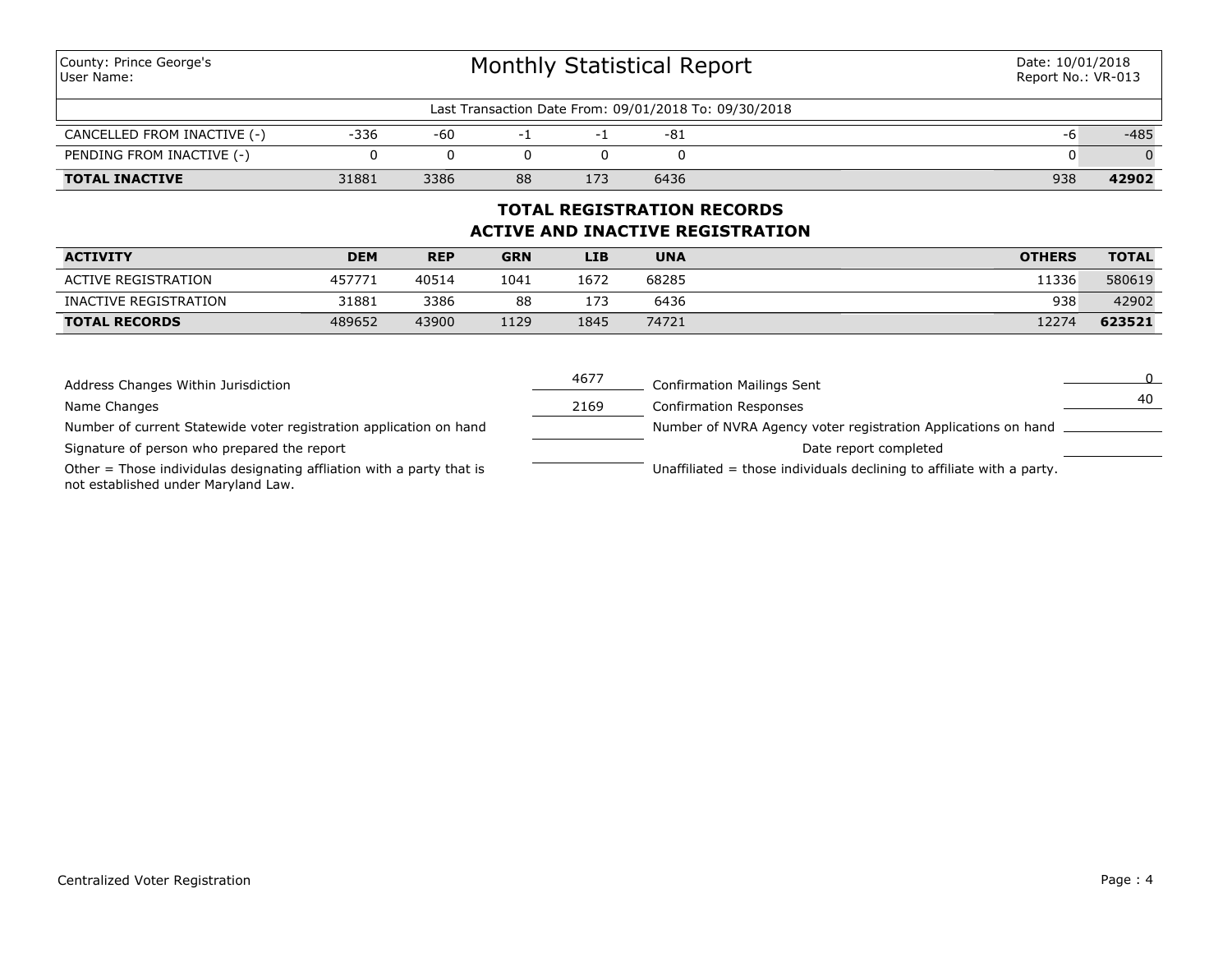County: Prince George's
User Name:

# Monthly Statistical Report

Date: 10/01/2018
Report No.: VR-013

Last Transaction Date From: 09/01/2018 To: 09/30/2018

| | | | | | | | |
|---|---|---|---|---|---|---|---|
| CANCELLED FROM INACTIVE (-) | -336 | -60 | -1 | -1 | -81 | -6 | -485 |
| PENDING FROM INACTIVE (-) | 0 | 0 | 0 | 0 | 0 | 0 | 0 |
| **TOTAL INACTIVE** | 31881 | 3386 | 88 | 173 | 6436 | 938 | **42902** |

## TOTAL REGISTRATION RECORDS
## ACTIVE AND INACTIVE REGISTRATION

| ACTIVITY | DEM | REP | GRN | LIB | UNA | OTHERS | TOTAL |
|---|---|---|---|---|---|---|---|
| ACTIVE REGISTRATION | 457771 | 40514 | 1041 | 1672 | 68285 | 11336 | 580619 |
| INACTIVE REGISTRATION | 31881 | 3386 | 88 | 173 | 6436 | 938 | 42902 |
| **TOTAL RECORDS** | 489652 | 43900 | 1129 | 1845 | 74721 | 12274 | **623521** |

| | | | |
|---|---|---|---|
| Address Changes Within Jurisdiction | 4677 | Confirmation Mailings Sent | 0 |
| Name Changes | 2169 | Confirmation Responses | 40 |
| Number of current Statewide voter registration application on hand | | Number of NVRA Agency voter registration Applications on hand | |
| Signature of person who prepared the report | | Date report completed | |

Other = Those individulas designating affliation with a party that is not established under Maryland Law.

Unaffiliated = those individuals declining to affiliate with a party.

Centralized Voter Registration